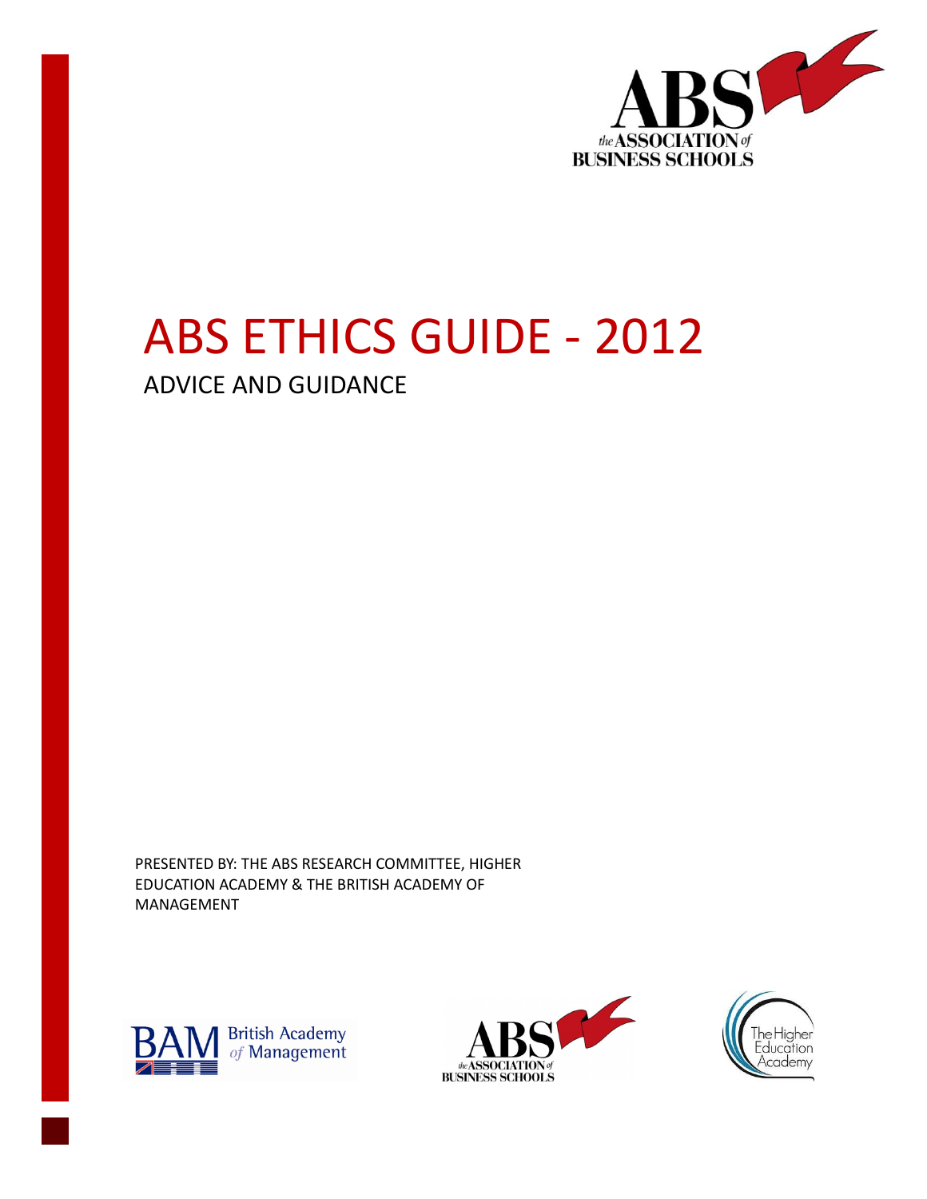# ABS ETHICS GUIDE - 2012

## ADVICE AND GUIDANCE

PRESENTED BY: THE ABS RESEARCH COMMITTEE, HIGHER EDUCATION ACADEMY & THE BRITISH ACADEMY OF MANAGEMENT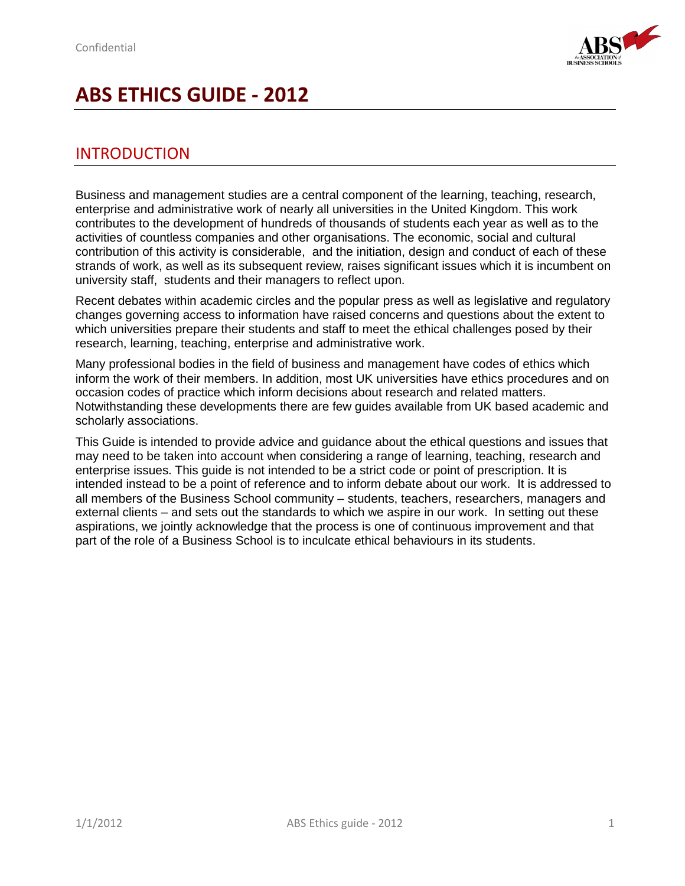# ABS ETHICS GUIDE - 2012

## INTRODUCTION

Business and management studies are a central component of the learning, teaching, research, enterprise and administrative work of nearly all universities in the United Kingdom. This work contributes to the development of hundreds of thousands of students each year as well as to the activities of countless companies and other organisations. The economic, social and cultural contribution of this activity is considerable, and the initiation, design and conduct of each of these strands of work, as well as its subsequent review, raises significant issues which it is incumbent on university staff, students and their managers to reflect upon.

Recent debates within academic circles and the popular press as well as legislative and regulatory changes governing access to information have raised concerns and questions about the extent to which universities prepare their students and staff to meet the ethical challenges posed by their research, learning, teaching, enterprise and administrative work.

Many professional bodies in the field of business and management have codes of ethics which inform the work of their members. In addition, most UK universities have ethics procedures and on occasion codes of practice which inform decisions about research and related matters. Notwithstanding these developments there are few guides available from UK based academic and scholarly associations.

This Guide is intended to provide advice and guidance about the ethical questions and issues that may need to be taken into account when considering a range of learning, teaching, research and enterprise issues. This guide is not intended to be a strict code or point of prescription. It is intended instead to be a point of reference and to inform debate about our work. It is addressed to all members of the Business School community – students, teachers, researchers, managers and external clients – and sets out the standards to which we aspire in our work. In setting out these aspirations, we jointly acknowledge that the process is one of continuous improvement and that part of the role of a Business School is to inculcate ethical behaviours in its students.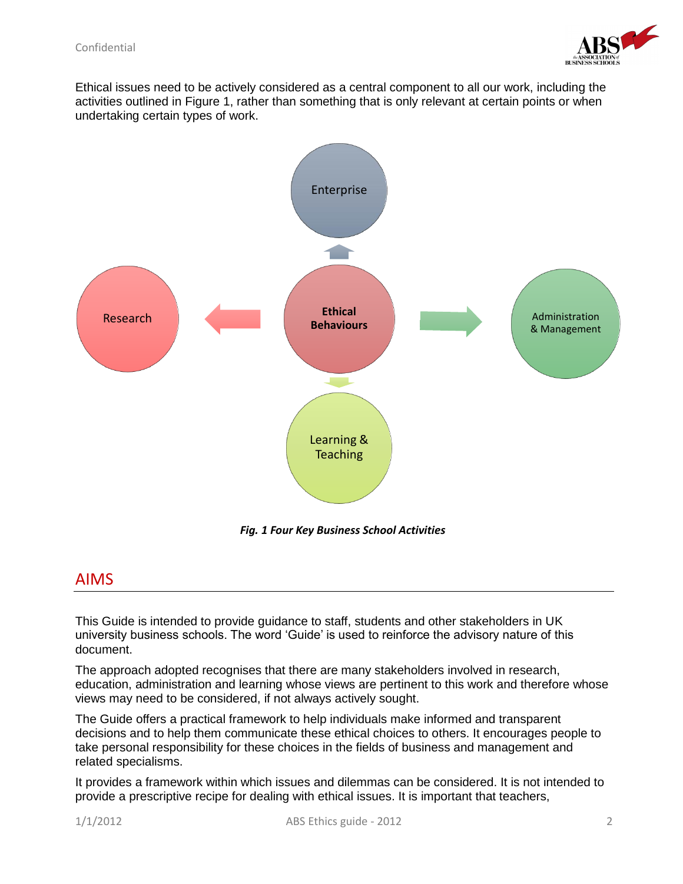Ethical issues need to be actively considered as a central component to all our work, including the activities outlined in Figure 1, rather than something that is only relevant at certain points or when undertaking certain types of work.

*Fig. 1 Four Key Business School Activities*

## AIMS

This Guide is intended to provide guidance to staff, students and other stakeholders in UK university business schools. The word 'Guide' is used to reinforce the advisory nature of this document.

The approach adopted recognises that there are many stakeholders involved in research, education, administration and learning whose views are pertinent to this work and therefore whose views may need to be considered, if not always actively sought.

The Guide offers a practical framework to help individuals make informed and transparent decisions and to help them communicate these ethical choices to others. It encourages people to take personal responsibility for these choices in the fields of business and management and related specialisms.

It provides a framework within which issues and dilemmas can be considered. It is not intended to provide a prescriptive recipe for dealing with ethical issues. It is important that teachers,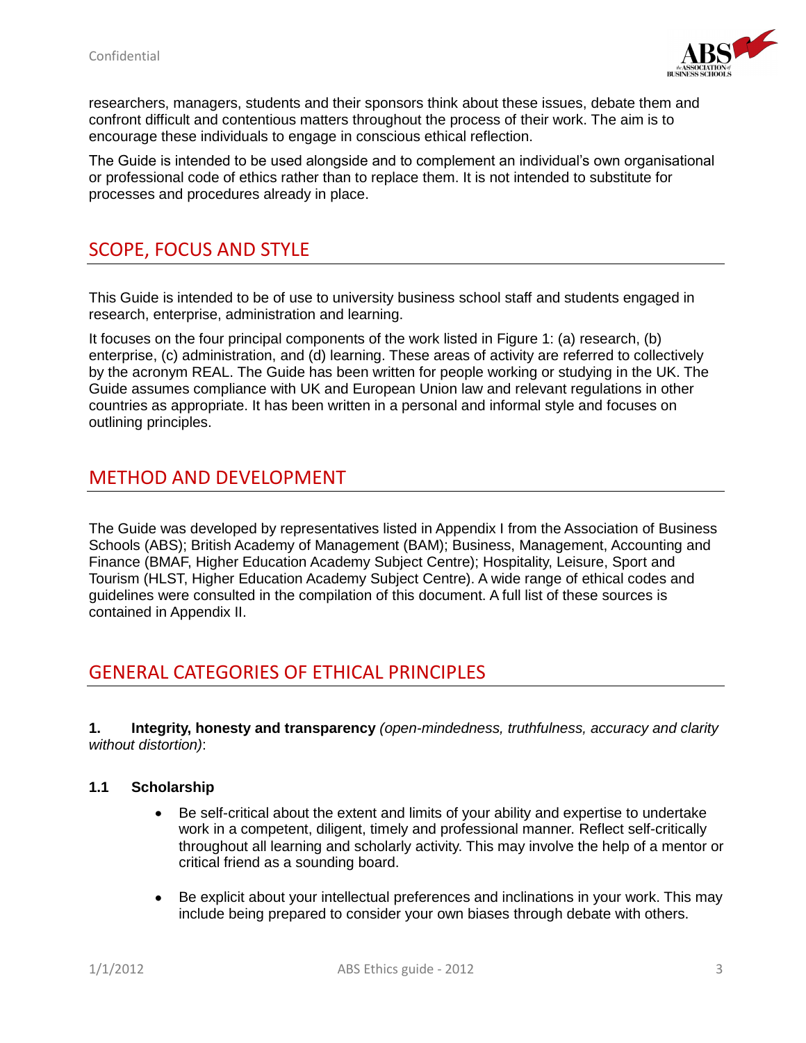researchers, managers, students and their sponsors think about these issues, debate them and confront difficult and contentious matters throughout the process of their work. The aim is to encourage these individuals to engage in conscious ethical reflection.

The Guide is intended to be used alongside and to complement an individual's own organisational or professional code of ethics rather than to replace them. It is not intended to substitute for processes and procedures already in place.

## SCOPE, FOCUS AND STYLE

This Guide is intended to be of use to university business school staff and students engaged in research, enterprise, administration and learning.

It focuses on the four principal components of the work listed in Figure 1: (a) research, (b) enterprise, (c) administration, and (d) learning. These areas of activity are referred to collectively by the acronym REAL. The Guide has been written for people working or studying in the UK. The Guide assumes compliance with UK and European Union law and relevant regulations in other countries as appropriate. It has been written in a personal and informal style and focuses on outlining principles.

## METHOD AND DEVELOPMENT

The Guide was developed by representatives listed in Appendix I from the Association of Business Schools (ABS); British Academy of Management (BAM); Business, Management, Accounting and Finance (BMAF, Higher Education Academy Subject Centre); Hospitality, Leisure, Sport and Tourism (HLST, Higher Education Academy Subject Centre). A wide range of ethical codes and guidelines were consulted in the compilation of this document. A full list of these sources is contained in Appendix II.

## GENERAL CATEGORIES OF ETHICAL PRINCIPLES

**1. Integrity, honesty and transparency** *(open-mindedness, truthfulness, accuracy and clarity without distortion)*:

### 1.1 Scholarship

- Be self-critical about the extent and limits of your ability and expertise to undertake work in a competent, diligent, timely and professional manner. Reflect self-critically throughout all learning and scholarly activity. This may involve the help of a mentor or critical friend as a sounding board.

- Be explicit about your intellectual preferences and inclinations in your work. This may include being prepared to consider your own biases through debate with others.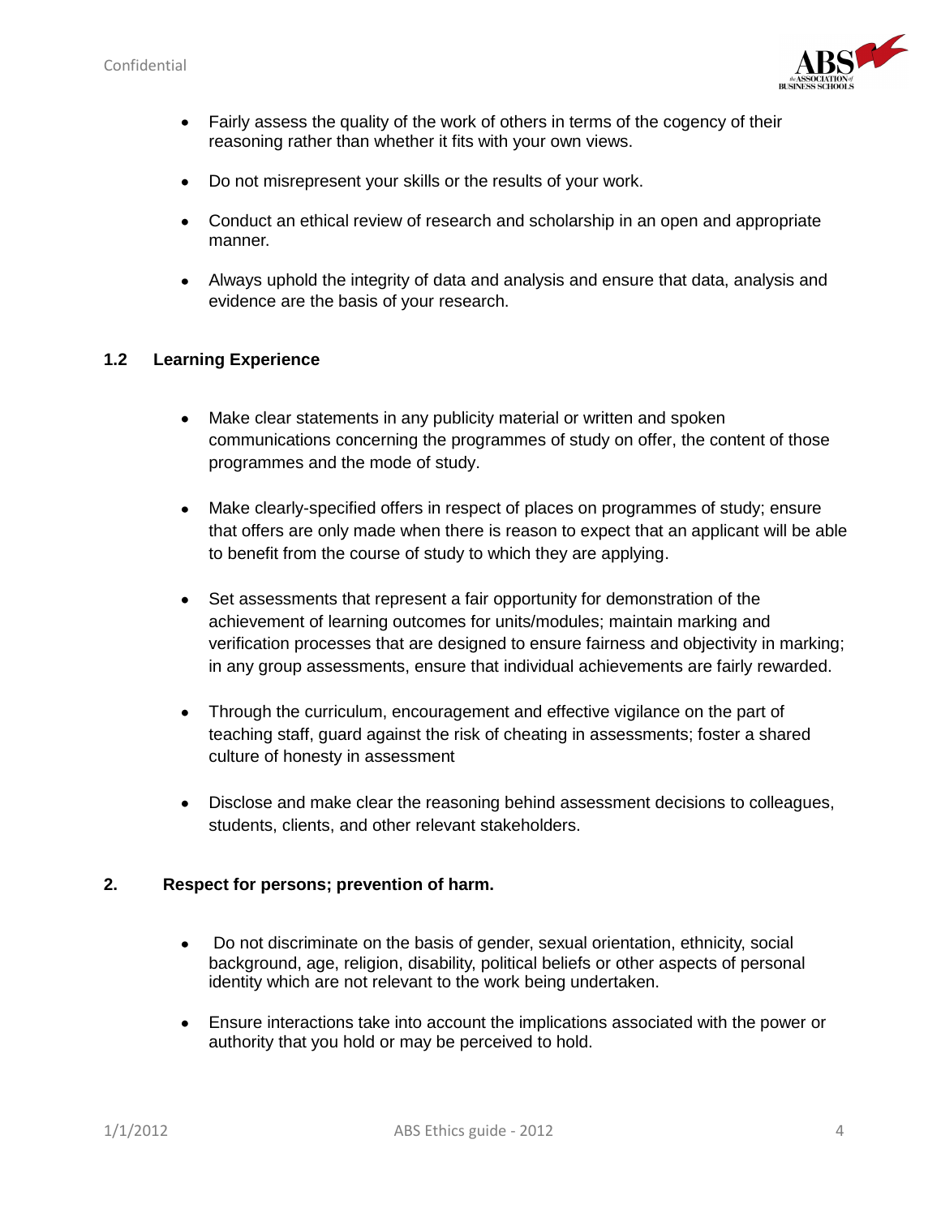- Fairly assess the quality of the work of others in terms of the cogency of their reasoning rather than whether it fits with your own views.

- Do not misrepresent your skills or the results of your work.

- Conduct an ethical review of research and scholarship in an open and appropriate manner.

- Always uphold the integrity of data and analysis and ensure that data, analysis and evidence are the basis of your research.

### 1.2 Learning Experience

- Make clear statements in any publicity material or written and spoken communications concerning the programmes of study on offer, the content of those programmes and the mode of study.

- Make clearly-specified offers in respect of places on programmes of study; ensure that offers are only made when there is reason to expect that an applicant will be able to benefit from the course of study to which they are applying.

- Set assessments that represent a fair opportunity for demonstration of the achievement of learning outcomes for units/modules; maintain marking and verification processes that are designed to ensure fairness and objectivity in marking; in any group assessments, ensure that individual achievements are fairly rewarded.

- Through the curriculum, encouragement and effective vigilance on the part of teaching staff, guard against the risk of cheating in assessments; foster a shared culture of honesty in assessment

- Disclose and make clear the reasoning behind assessment decisions to colleagues, students, clients, and other relevant stakeholders.

## 2. Respect for persons; prevention of harm.

- Do not discriminate on the basis of gender, sexual orientation, ethnicity, social background, age, religion, disability, political beliefs or other aspects of personal identity which are not relevant to the work being undertaken.

- Ensure interactions take into account the implications associated with the power or authority that you hold or may be perceived to hold.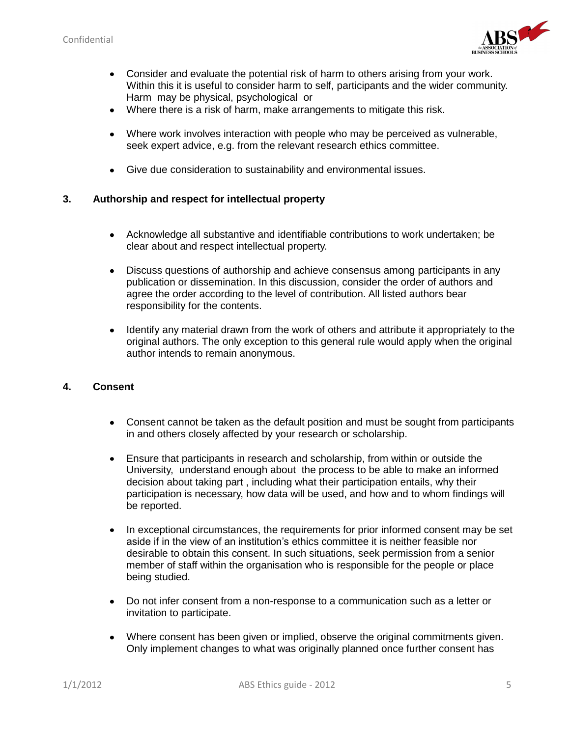- Consider and evaluate the potential risk of harm to others arising from your work. Within this it is useful to consider harm to self, participants and the wider community. Harm may be physical, psychological or
- Where there is a risk of harm, make arrangements to mitigate this risk.
- Where work involves interaction with people who may be perceived as vulnerable, seek expert advice, e.g. from the relevant research ethics committee.
- Give due consideration to sustainability and environmental issues.

## 3. Authorship and respect for intellectual property

- Acknowledge all substantive and identifiable contributions to work undertaken; be clear about and respect intellectual property.
- Discuss questions of authorship and achieve consensus among participants in any publication or dissemination. In this discussion, consider the order of authors and agree the order according to the level of contribution. All listed authors bear responsibility for the contents.
- Identify any material drawn from the work of others and attribute it appropriately to the original authors. The only exception to this general rule would apply when the original author intends to remain anonymous.

## 4. Consent

- Consent cannot be taken as the default position and must be sought from participants in and others closely affected by your research or scholarship.
- Ensure that participants in research and scholarship, from within or outside the University, understand enough about the process to be able to make an informed decision about taking part , including what their participation entails, why their participation is necessary, how data will be used, and how and to whom findings will be reported.
- In exceptional circumstances, the requirements for prior informed consent may be set aside if in the view of an institution's ethics committee it is neither feasible nor desirable to obtain this consent. In such situations, seek permission from a senior member of staff within the organisation who is responsible for the people or place being studied.
- Do not infer consent from a non-response to a communication such as a letter or invitation to participate.
- Where consent has been given or implied, observe the original commitments given. Only implement changes to what was originally planned once further consent has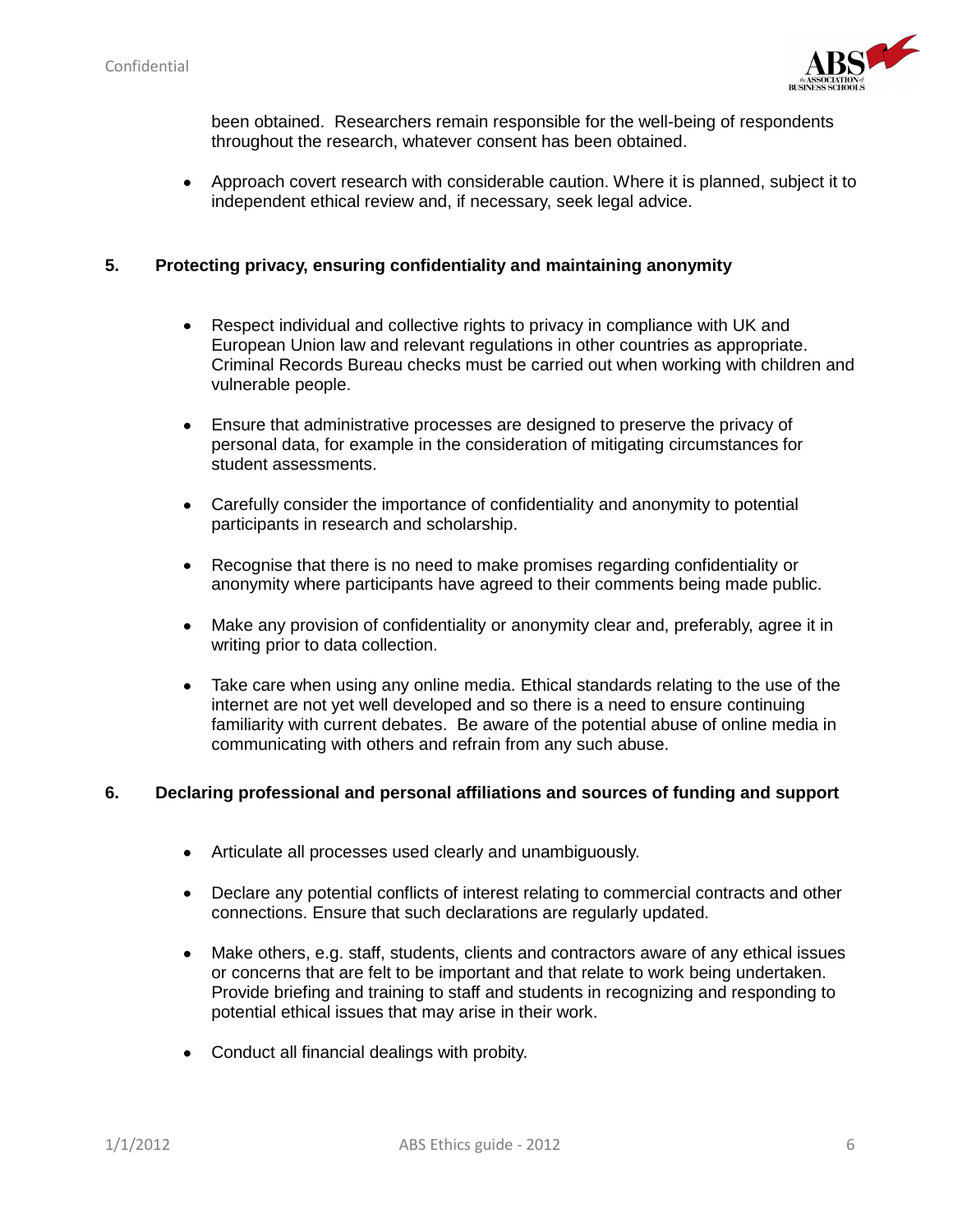been obtained. Researchers remain responsible for the well-being of respondents throughout the research, whatever consent has been obtained.

- Approach covert research with considerable caution. Where it is planned, subject it to independent ethical review and, if necessary, seek legal advice.

## 5. Protecting privacy, ensuring confidentiality and maintaining anonymity

- Respect individual and collective rights to privacy in compliance with UK and European Union law and relevant regulations in other countries as appropriate. Criminal Records Bureau checks must be carried out when working with children and vulnerable people.

- Ensure that administrative processes are designed to preserve the privacy of personal data, for example in the consideration of mitigating circumstances for student assessments.

- Carefully consider the importance of confidentiality and anonymity to potential participants in research and scholarship.

- Recognise that there is no need to make promises regarding confidentiality or anonymity where participants have agreed to their comments being made public.

- Make any provision of confidentiality or anonymity clear and, preferably, agree it in writing prior to data collection.

- Take care when using any online media. Ethical standards relating to the use of the internet are not yet well developed and so there is a need to ensure continuing familiarity with current debates. Be aware of the potential abuse of online media in communicating with others and refrain from any such abuse.

## 6. Declaring professional and personal affiliations and sources of funding and support

- Articulate all processes used clearly and unambiguously.

- Declare any potential conflicts of interest relating to commercial contracts and other connections. Ensure that such declarations are regularly updated.

- Make others, e.g. staff, students, clients and contractors aware of any ethical issues or concerns that are felt to be important and that relate to work being undertaken. Provide briefing and training to staff and students in recognizing and responding to potential ethical issues that may arise in their work.

- Conduct all financial dealings with probity.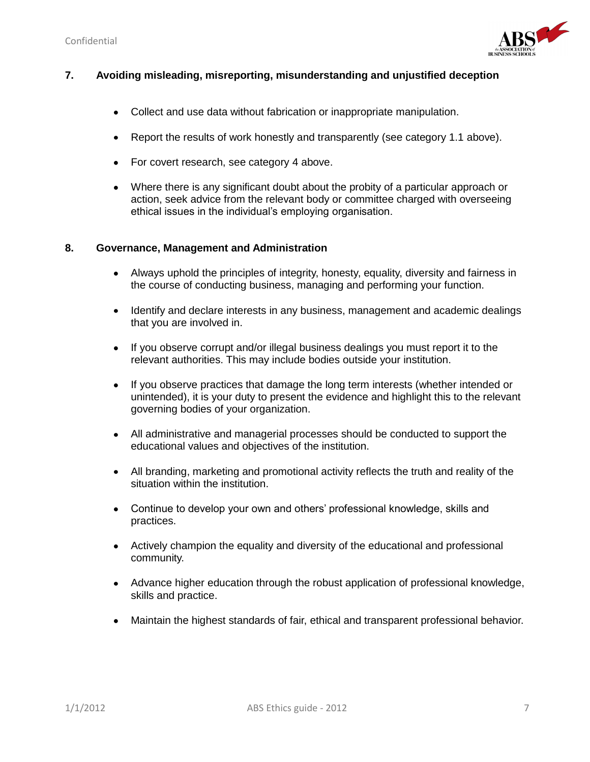## 7. Avoiding misleading, misreporting, misunderstanding and unjustified deception

- Collect and use data without fabrication or inappropriate manipulation.
- Report the results of work honestly and transparently (see category 1.1 above).
- For covert research, see category 4 above.
- Where there is any significant doubt about the probity of a particular approach or action, seek advice from the relevant body or committee charged with overseeing ethical issues in the individual's employing organisation.

## 8. Governance, Management and Administration

- Always uphold the principles of integrity, honesty, equality, diversity and fairness in the course of conducting business, managing and performing your function.
- Identify and declare interests in any business, management and academic dealings that you are involved in.
- If you observe corrupt and/or illegal business dealings you must report it to the relevant authorities. This may include bodies outside your institution.
- If you observe practices that damage the long term interests (whether intended or unintended), it is your duty to present the evidence and highlight this to the relevant governing bodies of your organization.
- All administrative and managerial processes should be conducted to support the educational values and objectives of the institution.
- All branding, marketing and promotional activity reflects the truth and reality of the situation within the institution.
- Continue to develop your own and others' professional knowledge, skills and practices.
- Actively champion the equality and diversity of the educational and professional community.
- Advance higher education through the robust application of professional knowledge, skills and practice.
- Maintain the highest standards of fair, ethical and transparent professional behavior.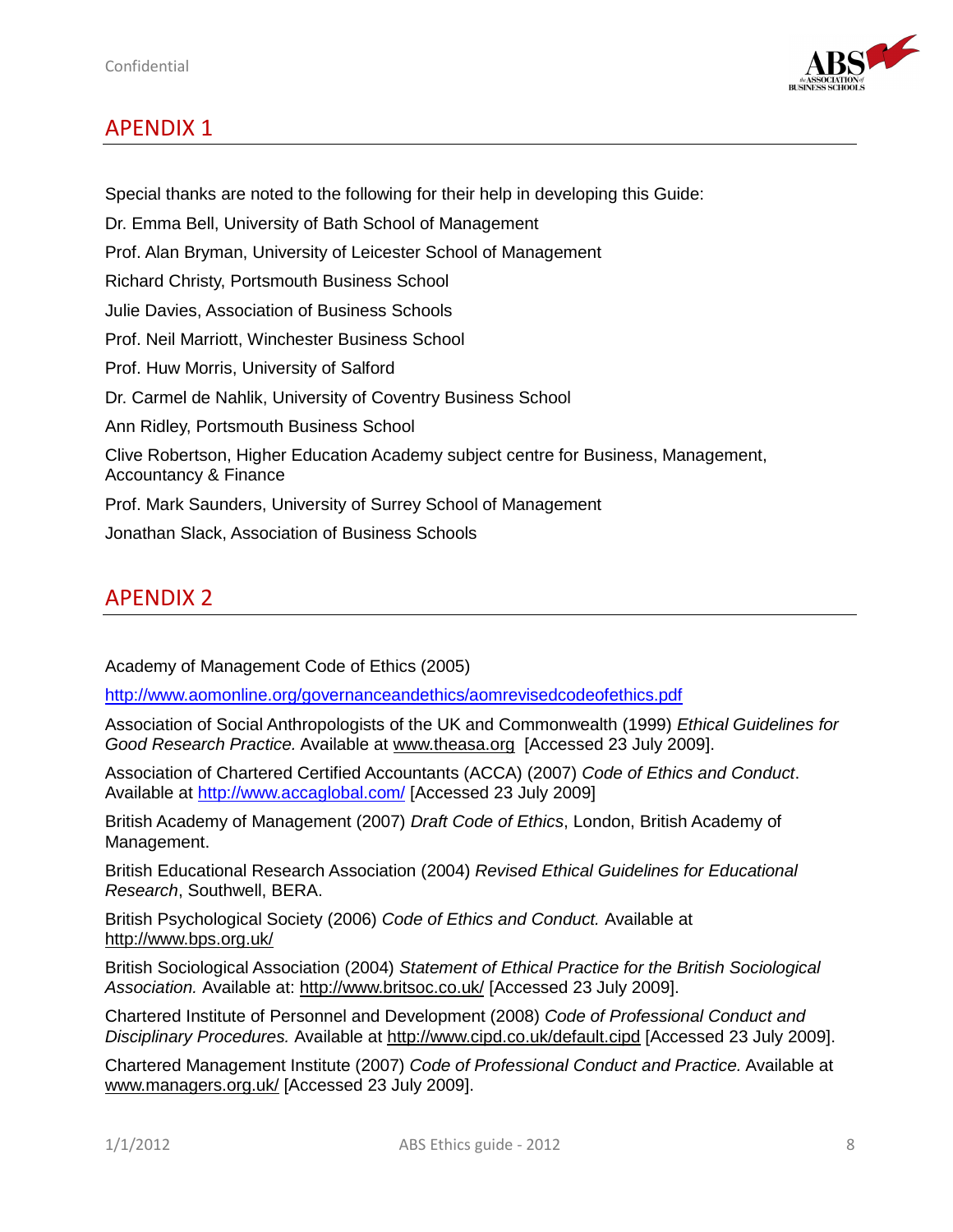## APENDIX 1

Special thanks are noted to the following for their help in developing this Guide:

Dr. Emma Bell, University of Bath School of Management

Prof. Alan Bryman, University of Leicester School of Management

Richard Christy, Portsmouth Business School

Julie Davies, Association of Business Schools

Prof. Neil Marriott, Winchester Business School

Prof. Huw Morris, University of Salford

Dr. Carmel de Nahlik, University of Coventry Business School

Ann Ridley, Portsmouth Business School

Clive Robertson, Higher Education Academy subject centre for Business, Management, Accountancy & Finance

Prof. Mark Saunders, University of Surrey School of Management

Jonathan Slack, Association of Business Schools

## APENDIX 2

Academy of Management Code of Ethics (2005)

http://www.aomonline.org/governanceandethics/aomrevisedcodeofethics.pdf

Association of Social Anthropologists of the UK and Commonwealth (1999) *Ethical Guidelines for Good Research Practice.* Available at www.theasa.org [Accessed 23 July 2009].

Association of Chartered Certified Accountants (ACCA) (2007) *Code of Ethics and Conduct*. Available at http://www.accaglobal.com/ [Accessed 23 July 2009]

British Academy of Management (2007) *Draft Code of Ethics*, London, British Academy of Management.

British Educational Research Association (2004) *Revised Ethical Guidelines for Educational Research*, Southwell, BERA.

British Psychological Society (2006) *Code of Ethics and Conduct.* Available at http://www.bps.org.uk/

British Sociological Association (2004) *Statement of Ethical Practice for the British Sociological Association.* Available at: http://www.britsoc.co.uk/ [Accessed 23 July 2009].

Chartered Institute of Personnel and Development (2008) *Code of Professional Conduct and Disciplinary Procedures.* Available at http://www.cipd.co.uk/default.cipd [Accessed 23 July 2009].

Chartered Management Institute (2007) *Code of Professional Conduct and Practice.* Available at www.managers.org.uk/ [Accessed 23 July 2009].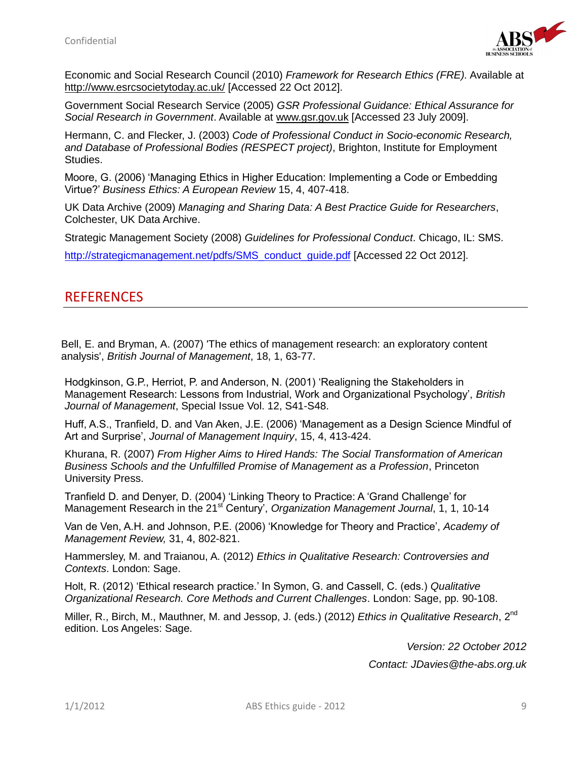Economic and Social Research Council (2010) *Framework for Research Ethics (FRE).* Available at http://www.esrcsocietytoday.ac.uk/ [Accessed 22 Oct 2012].

Government Social Research Service (2005) *GSR Professional Guidance: Ethical Assurance for Social Research in Government*. Available at www.gsr.gov.uk [Accessed 23 July 2009].

Hermann, C. and Flecker, J. (2003) *Code of Professional Conduct in Socio-economic Research, and Database of Professional Bodies (RESPECT project)*, Brighton, Institute for Employment Studies.

Moore, G. (2006) 'Managing Ethics in Higher Education: Implementing a Code or Embedding Virtue?' *Business Ethics: A European Review* 15, 4, 407-418.

UK Data Archive (2009) *Managing and Sharing Data: A Best Practice Guide for Researchers*, Colchester, UK Data Archive.

Strategic Management Society (2008) *Guidelines for Professional Conduct*. Chicago, IL: SMS.

http://strategicmanagement.net/pdfs/SMS_conduct_guide.pdf [Accessed 22 Oct 2012].

## REFERENCES

Bell, E. and Bryman, A. (2007) 'The ethics of management research: an exploratory content analysis', *British Journal of Management*, 18, 1, 63-77.

Hodgkinson, G.P., Herriot, P. and Anderson, N. (2001) 'Realigning the Stakeholders in Management Research: Lessons from Industrial, Work and Organizational Psychology', *British Journal of Management*, Special Issue Vol. 12, S41-S48.

Huff, A.S., Tranfield, D. and Van Aken, J.E. (2006) 'Management as a Design Science Mindful of Art and Surprise', *Journal of Management Inquiry*, 15, 4, 413-424.

Khurana, R. (2007) *From Higher Aims to Hired Hands: The Social Transformation of American Business Schools and the Unfulfilled Promise of Management as a Profession*, Princeton University Press.

Tranfield D. and Denyer, D. (2004) 'Linking Theory to Practice: A 'Grand Challenge' for Management Research in the 21st Century', *Organization Management Journal*, 1, 1, 10-14

Van de Ven, A.H. and Johnson, P.E. (2006) 'Knowledge for Theory and Practice', *Academy of Management Review,* 31, 4, 802-821.

Hammersley, M. and Traianou, A. (2012) *Ethics in Qualitative Research: Controversies and Contexts*. London: Sage.

Holt, R. (2012) 'Ethical research practice.' In Symon, G. and Cassell, C. (eds.) *Qualitative Organizational Research. Core Methods and Current Challenges*. London: Sage, pp. 90-108.

Miller, R., Birch, M., Mauthner, M. and Jessop, J. (eds.) (2012) *Ethics in Qualitative Research*, 2nd edition. Los Angeles: Sage.

*Version: 22 October 2012*

*Contact: JDavies@the-abs.org.uk*